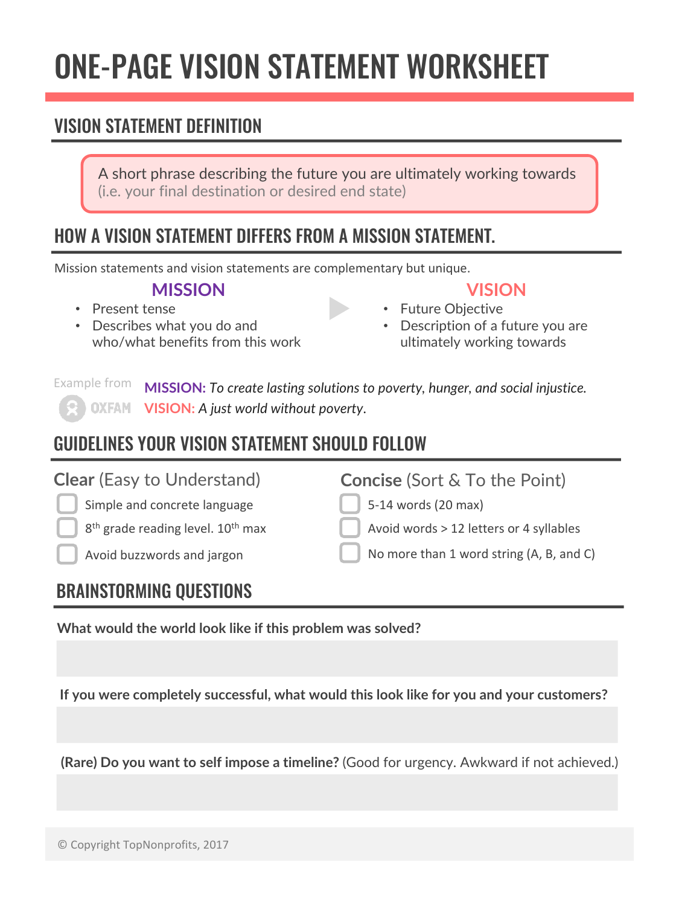# ONE-PAGE VISION STATEMENT WORKSHEET

## VISION STATEMENT DEFINITION

A short phrase describing the future you are ultimately working towards
(i.e. your final destination or desired end state)

## HOW A VISION STATEMENT DIFFERS FROM A MISSION STATEMENT.

Mission statements and vision statements are complementary but unique.

### MISSION

- Present tense
- Describes what you do and who/what benefits from this work

### VISION

- Future Objective
- Description of a future you are ultimately working towards

Example from OXFAM

**MISSION:** *To create lasting solutions to poverty, hunger, and social injustice.*

**VISION:** *A just world without poverty.*

## GUIDELINES YOUR VISION STATEMENT SHOULD FOLLOW

### Clear (Easy to Understand)

- [ ] Simple and concrete language
- [ ] 8th grade reading level. 10th max
- [ ] Avoid buzzwords and jargon

### Concise (Sort & To the Point)

- [ ] 5-14 words (20 max)
- [ ] Avoid words > 12 letters or 4 syllables
- [ ] No more than 1 word string (A, B, and C)

## BRAINSTORMING QUESTIONS

**What would the world look like if this problem was solved?**

**If you were completely successful, what would this look like for you and your customers?**

**(Rare) Do you want to self impose a timeline?** (Good for urgency. Awkward if not achieved.)

© Copyright TopNonprofits, 2017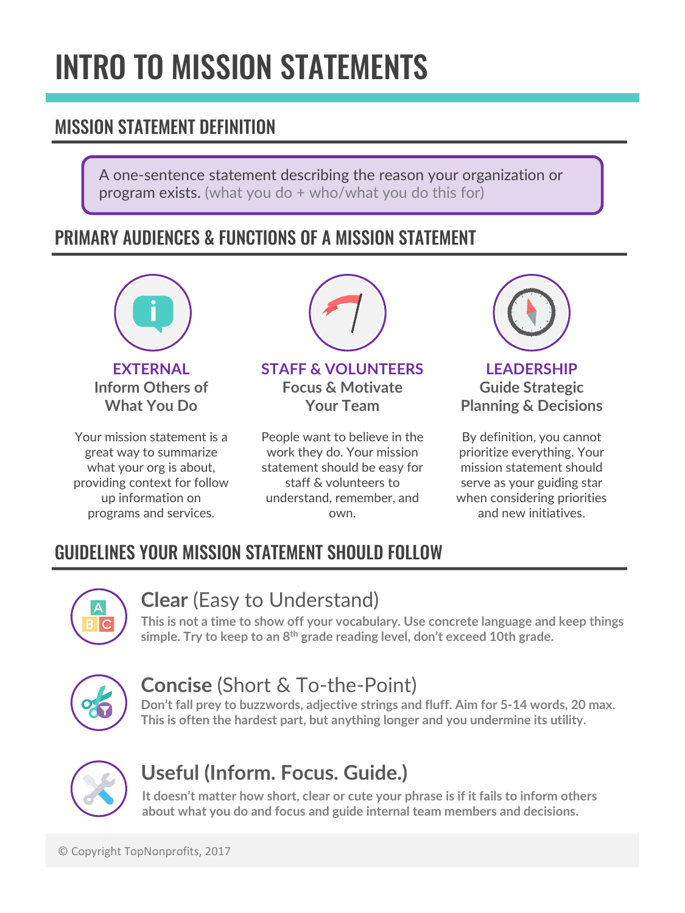# INTRO TO MISSION STATEMENTS

## MISSION STATEMENT DEFINITION

A one-sentence statement describing the reason your organization or program exists. (what you do + who/what you do this for)

## PRIMARY AUDIENCES & FUNCTIONS OF A MISSION STATEMENT

### EXTERNAL
**Inform Others of What You Do**

Your mission statement is a great way to summarize what your org is about, providing context for follow up information on programs and services.

### STAFF & VOLUNTEERS
**Focus & Motivate Your Team**

People want to believe in the work they do. Your mission statement should be easy for staff & volunteers to understand, remember, and own.

### LEADERSHIP
**Guide Strategic Planning & Decisions**

By definition, you cannot prioritize everything. Your mission statement should serve as your guiding star when considering priorities and new initiatives.

## GUIDELINES YOUR MISSION STATEMENT SHOULD FOLLOW

### **Clear** (Easy to Understand)

This is not a time to show off your vocabulary. Use concrete language and keep things simple. Try to keep to an 8th grade reading level, don't exceed 10th grade.

### **Concise** (Short & To-the-Point)

Don't fall prey to buzzwords, adjective strings and fluff. Aim for 5-14 words, 20 max. This is often the hardest part, but anything longer and you undermine its utility.

### **Useful (Inform. Focus. Guide.)**

It doesn't matter how short, clear or cute your phrase is if it fails to inform others about what you do and focus and guide internal team members and decisions.

© Copyright TopNonprofits, 2017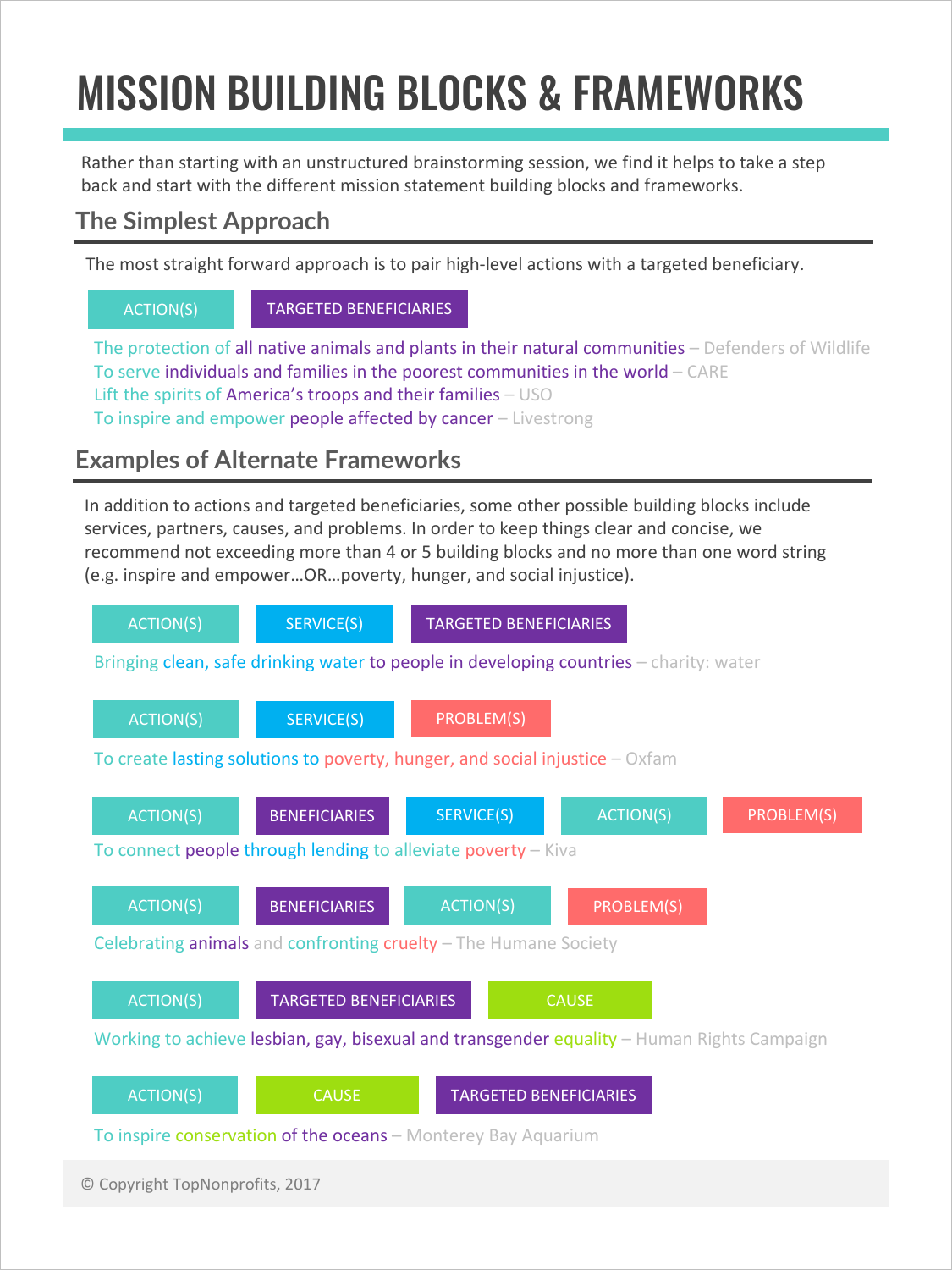# MISSION BUILDING BLOCKS & FRAMEWORKS

Rather than starting with an unstructured brainstorming session, we find it helps to take a step back and start with the different mission statement building blocks and frameworks.

## The Simplest Approach

The most straight forward approach is to pair high-level actions with a targeted beneficiary.

ACTION(S) | TARGETED BENEFICIARIES

The protection of all native animals and plants in their natural communities – Defenders of Wildlife
To serve individuals and families in the poorest communities in the world – CARE
Lift the spirits of America's troops and their families – USO
To inspire and empower people affected by cancer – Livestrong

## Examples of Alternate Frameworks

In addition to actions and targeted beneficiaries, some other possible building blocks include services, partners, causes, and problems. In order to keep things clear and concise, we recommend not exceeding more than 4 or 5 building blocks and no more than one word string (e.g. inspire and empower…OR…poverty, hunger, and social injustice).

ACTION(S) | SERVICE(S) | TARGETED BENEFICIARIES

Bringing clean, safe drinking water to people in developing countries – charity: water

ACTION(S) | SERVICE(S) | PROBLEM(S)

To create lasting solutions to poverty, hunger, and social injustice – Oxfam

ACTION(S) | BENEFICIARIES | SERVICE(S) | ACTION(S) | PROBLEM(S)

To connect people through lending to alleviate poverty – Kiva

ACTION(S) | BENEFICIARIES | ACTION(S) | PROBLEM(S)

Celebrating animals and confronting cruelty – The Humane Society

ACTION(S) | TARGETED BENEFICIARIES | CAUSE

Working to achieve lesbian, gay, bisexual and transgender equality – Human Rights Campaign

ACTION(S) | CAUSE | TARGETED BENEFICIARIES

To inspire conservation of the oceans – Monterey Bay Aquarium

© Copyright TopNonprofits, 2017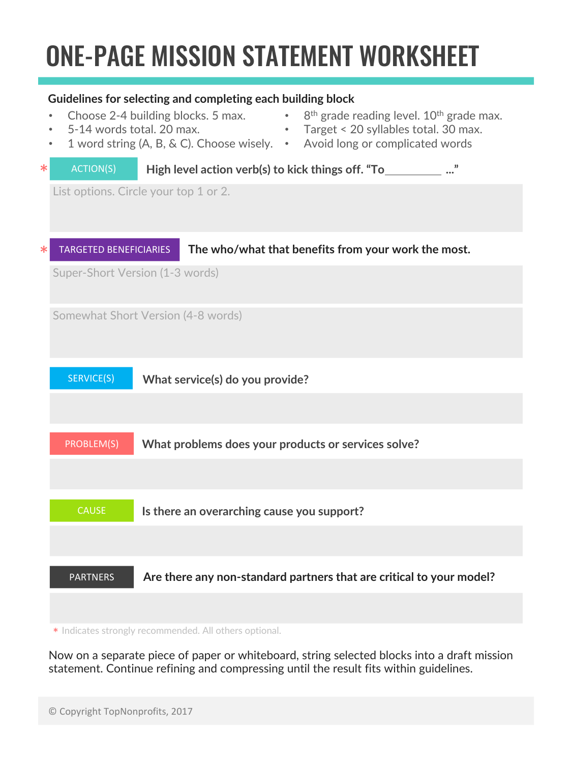# ONE-PAGE MISSION STATEMENT WORKSHEET

**Guidelines for selecting and completing each building block**

- Choose 2-4 building blocks. 5 max.
- 5-14 words total. 20 max.
- 1 word string (A, B, & C). Choose wisely.
- 8th grade reading level. 10th grade max.
- Target < 20 syllables total. 30 max.
- Avoid long or complicated words

\* **ACTION(S)** — **High level action verb(s) to kick things off. "To__________ ..."**

List options. Circle your top 1 or 2.

\* **TARGETED BENEFICIARIES** — **The who/what that benefits from your work the most.**

Super-Short Version (1-3 words)

Somewhat Short Version (4-8 words)

**SERVICE(S)** — **What service(s) do you provide?**

**PROBLEM(S)** — **What problems does your products or services solve?**

**CAUSE** — **Is there an overarching cause you support?**

**PARTNERS** — **Are there any non-standard partners that are critical to your model?**

\* Indicates strongly recommended. All others optional.

Now on a separate piece of paper or whiteboard, string selected blocks into a draft mission statement. Continue refining and compressing until the result fits within guidelines.

© Copyright TopNonprofits, 2017